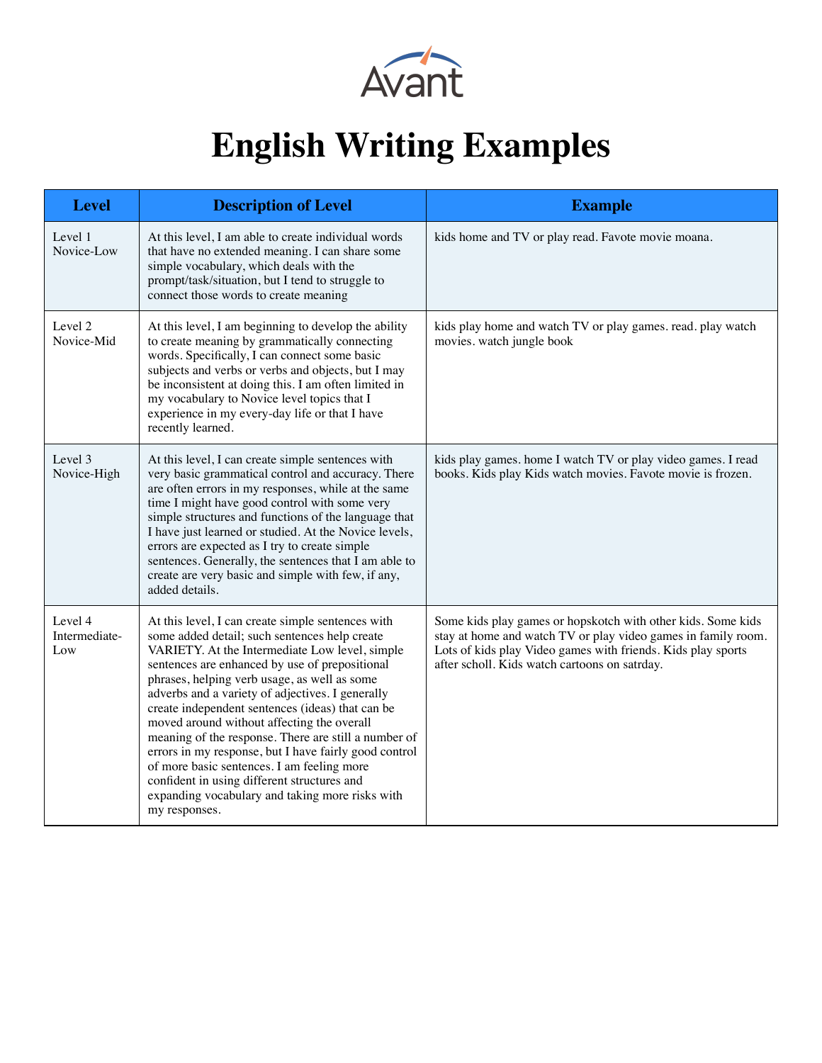Avant

# English Writing Examples

| Level | Description of Level | Example |
| --- | --- | --- |
| Level 1 Novice-Low | At this level, I am able to create individual words that have no extended meaning. I can share some simple vocabulary, which deals with the prompt/task/situation, but I tend to struggle to connect those words to create meaning | kids home and TV or play read. Favote movie moana. |
| Level 2 Novice-Mid | At this level, I am beginning to develop the ability to create meaning by grammatically connecting words. Specifically, I can connect some basic subjects and verbs or verbs and objects, but I may be inconsistent at doing this. I am often limited in my vocabulary to Novice level topics that I experience in my every-day life or that I have recently learned. | kids play home and watch TV or play games. read. play watch movies. watch jungle book |
| Level 3 Novice-High | At this level, I can create simple sentences with very basic grammatical control and accuracy. There are often errors in my responses, while at the same time I might have good control with some very simple structures and functions of the language that I have just learned or studied. At the Novice levels, errors are expected as I try to create simple sentences. Generally, the sentences that I am able to create are very basic and simple with few, if any, added details. | kids play games. home I watch TV or play video games. I read books. Kids play Kids watch movies. Favote movie is frozen. |
| Level 4 Intermediate-Low | At this level, I can create simple sentences with some added detail; such sentences help create VARIETY. At the Intermediate Low level, simple sentences are enhanced by use of prepositional phrases, helping verb usage, as well as some adverbs and a variety of adjectives. I generally create independent sentences (ideas) that can be moved around without affecting the overall meaning of the response. There are still a number of errors in my response, but I have fairly good control of more basic sentences. I am feeling more confident in using different structures and expanding vocabulary and taking more risks with my responses. | Some kids play games or hopskotch with other kids. Some kids stay at home and watch TV or play video games in family room. Lots of kids play Video games with friends. Kids play sports after scholl. Kids watch cartoons on satrday. |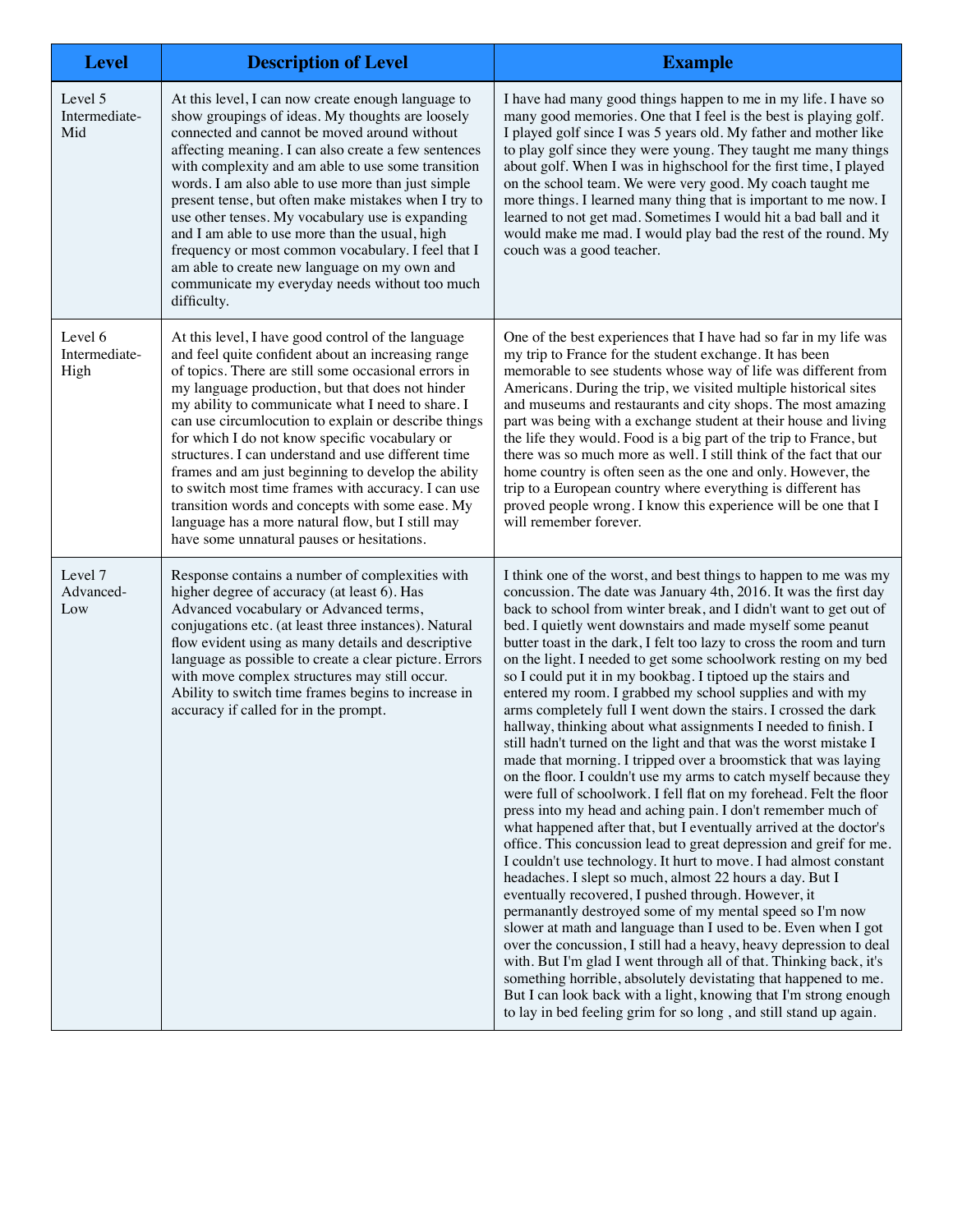| Level | Description of Level | Example |
|---|---|---|
| Level 5 Intermediate-Mid | At this level, I can now create enough language to show groupings of ideas. My thoughts are loosely connected and cannot be moved around without affecting meaning. I can also create a few sentences with complexity and am able to use some transition words. I am also able to use more than just simple present tense, but often make mistakes when I try to use other tenses. My vocabulary use is expanding and I am able to use more than the usual, high frequency or most common vocabulary. I feel that I am able to create new language on my own and communicate my everyday needs without too much difficulty. | I have had many good things happen to me in my life. I have so many good memories. One that I feel is the best is playing golf. I played golf since I was 5 years old. My father and mother like to play golf since they were young. They taught me many things about golf. When I was in highschool for the first time, I played on the school team. We were very good. My coach taught me more things. I learned many thing that is important to me now. I learned to not get mad. Sometimes I would hit a bad ball and it would make me mad. I would play bad the rest of the round. My couch was a good teacher. |
| Level 6 Intermediate-High | At this level, I have good control of the language and feel quite confident about an increasing range of topics. There are still some occasional errors in my language production, but that does not hinder my ability to communicate what I need to share. I can use circumlocution to explain or describe things for which I do not know specific vocabulary or structures. I can understand and use different time frames and am just beginning to develop the ability to switch most time frames with accuracy. I can use transition words and concepts with some ease. My language has a more natural flow, but I still may have some unnatural pauses or hesitations. | One of the best experiences that I have had so far in my life was my trip to France for the student exchange. It has been memorable to see students whose way of life was different from Americans. During the trip, we visited multiple historical sites and museums and restaurants and city shops. The most amazing part was being with a exchange student at their house and living the life they would. Food is a big part of the trip to France, but there was so much more as well. I still think of the fact that our home country is often seen as the one and only. However, the trip to a European country where everything is different has proved people wrong. I know this experience will be one that I will remember forever. |
| Level 7 Advanced-Low | Response contains a number of complexities with higher degree of accuracy (at least 6). Has Advanced vocabulary or Advanced terms, conjugations etc. (at least three instances). Natural flow evident using as many details and descriptive language as possible to create a clear picture. Errors with move complex structures may still occur. Ability to switch time frames begins to increase in accuracy if called for in the prompt. | I think one of the worst, and best things to happen to me was my concussion. The date was January 4th, 2016. It was the first day back to school from winter break, and I didn't want to get out of bed. I quietly went downstairs and made myself some peanut butter toast in the dark, I felt too lazy to cross the room and turn on the light. I needed to get some schoolwork resting on my bed so I could put it in my bookbag. I tiptoed up the stairs and entered my room. I grabbed my school supplies and with my arms completely full I went down the stairs. I crossed the dark hallway, thinking about what assignments I needed to finish. I still hadn't turned on the light and that was the worst mistake I made that morning. I tripped over a broomstick that was laying on the floor. I couldn't use my arms to catch myself because they were full of schoolwork. I fell flat on my forehead. Felt the floor press into my head and aching pain. I don't remember much of what happened after that, but I eventually arrived at the doctor's office. This concussion lead to great depression and greif for me. I couldn't use technology. It hurt to move. I had almost constant headaches. I slept so much, almost 22 hours a day. But I eventually recovered, I pushed through. However, it permanantly destroyed some of my mental speed so I'm now slower at math and language than I used to be. Even when I got over the concussion, I still had a heavy, heavy depression to deal with. But I'm glad I went through all of that. Thinking back, it's something horrible, absolutely devistating that happened to me. But I can look back with a light, knowing that I'm strong enough to lay in bed feeling grim for so long , and still stand up again. |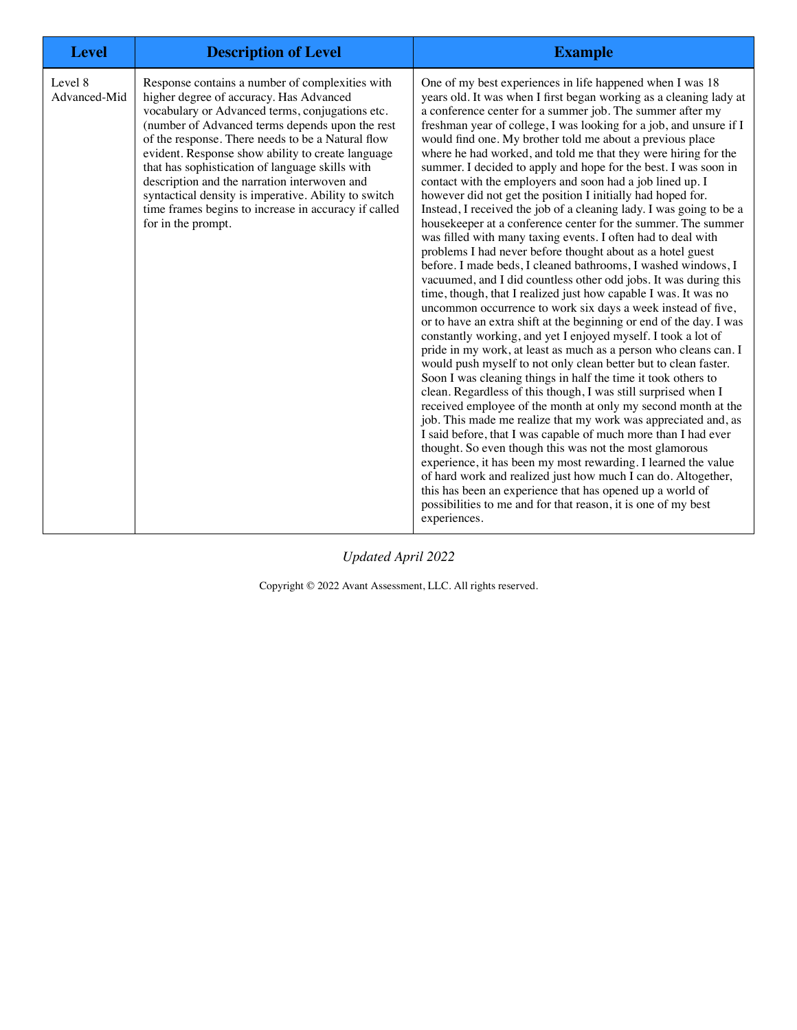| Level | Description of Level | Example |
|---|---|---|
| Level 8 Advanced-Mid | Response contains a number of complexities with higher degree of accuracy. Has Advanced vocabulary or Advanced terms, conjugations etc. (number of Advanced terms depends upon the rest of the response. There needs to be a Natural flow evident. Response show ability to create language that has sophistication of language skills with description and the narration interwoven and syntactical density is imperative. Ability to switch time frames begins to increase in accuracy if called for in the prompt. | One of my best experiences in life happened when I was 18 years old. It was when I first began working as a cleaning lady at a conference center for a summer job. The summer after my freshman year of college, I was looking for a job, and unsure if I would find one. My brother told me about a previous place where he had worked, and told me that they were hiring for the summer. I decided to apply and hope for the best. I was soon in contact with the employers and soon had a job lined up. I however did not get the position I initially had hoped for. Instead, I received the job of a cleaning lady. I was going to be a housekeeper at a conference center for the summer. The summer was filled with many taxing events. I often had to deal with problems I had never before thought about as a hotel guest before. I made beds, I cleaned bathrooms, I washed windows, I vacuumed, and I did countless other odd jobs. It was during this time, though, that I realized just how capable I was. It was no uncommon occurrence to work six days a week instead of five, or to have an extra shift at the beginning or end of the day. I was constantly working, and yet I enjoyed myself. I took a lot of pride in my work, at least as much as a person who cleans can. I would push myself to not only clean better but to clean faster. Soon I was cleaning things in half the time it took others to clean. Regardless of this though, I was still surprised when I received employee of the month at only my second month at the job. This made me realize that my work was appreciated and, as I said before, that I was capable of much more than I had ever thought. So even though this was not the most glamorous experience, it has been my most rewarding. I learned the value of hard work and realized just how much I can do. Altogether, this has been an experience that has opened up a world of possibilities to me and for that reason, it is one of my best experiences. |

*Updated April 2022*

Copyright © 2022 Avant Assessment, LLC. All rights reserved.